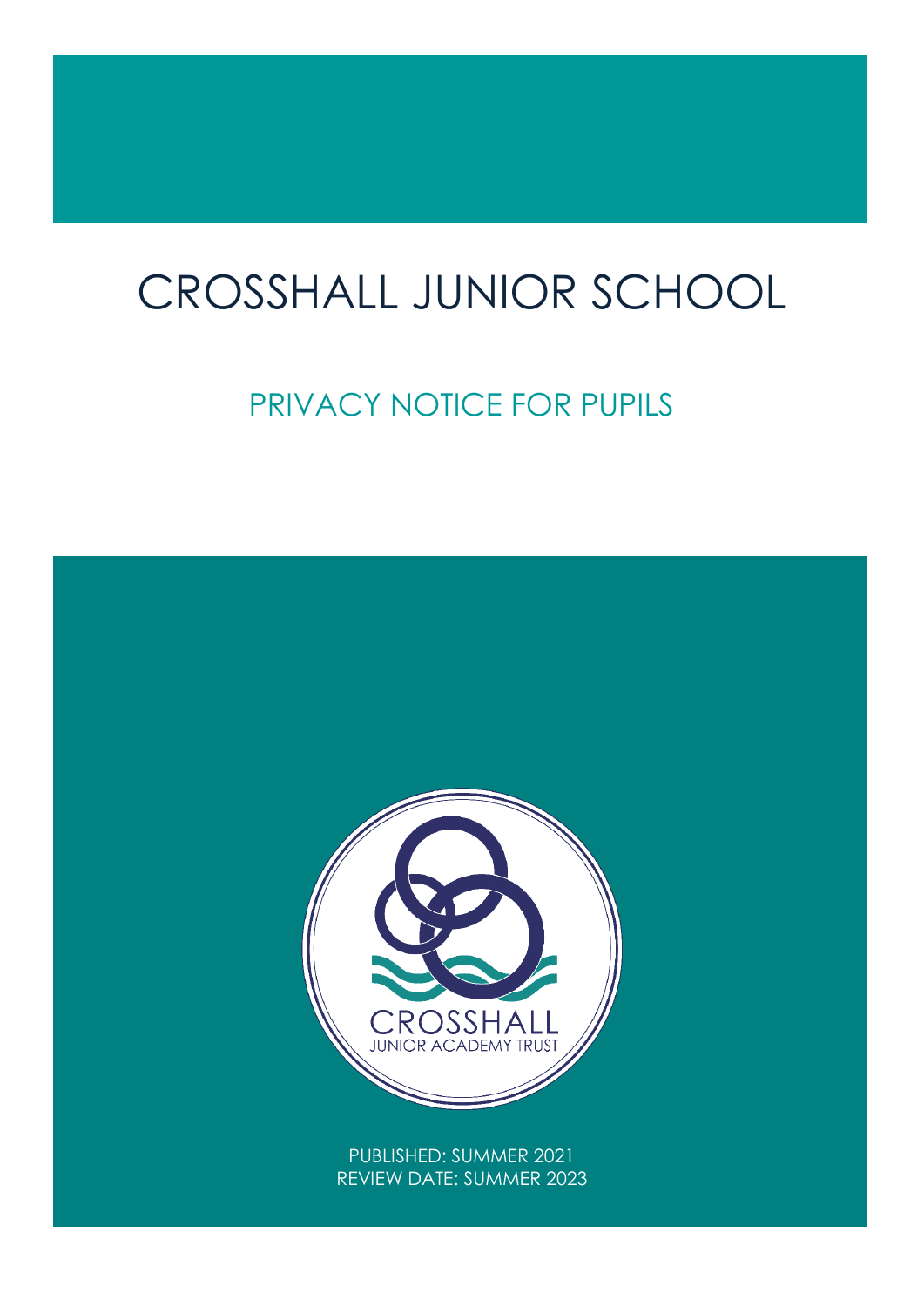# CROSSHALL JUNIOR SCHOOL

## PRIVACY NOTICE FOR PUPILS

CROSSHALL JUNIOR ACADEMY TRUST

PUBLISHED: SUMMER 2021
REVIEW DATE: SUMMER 2023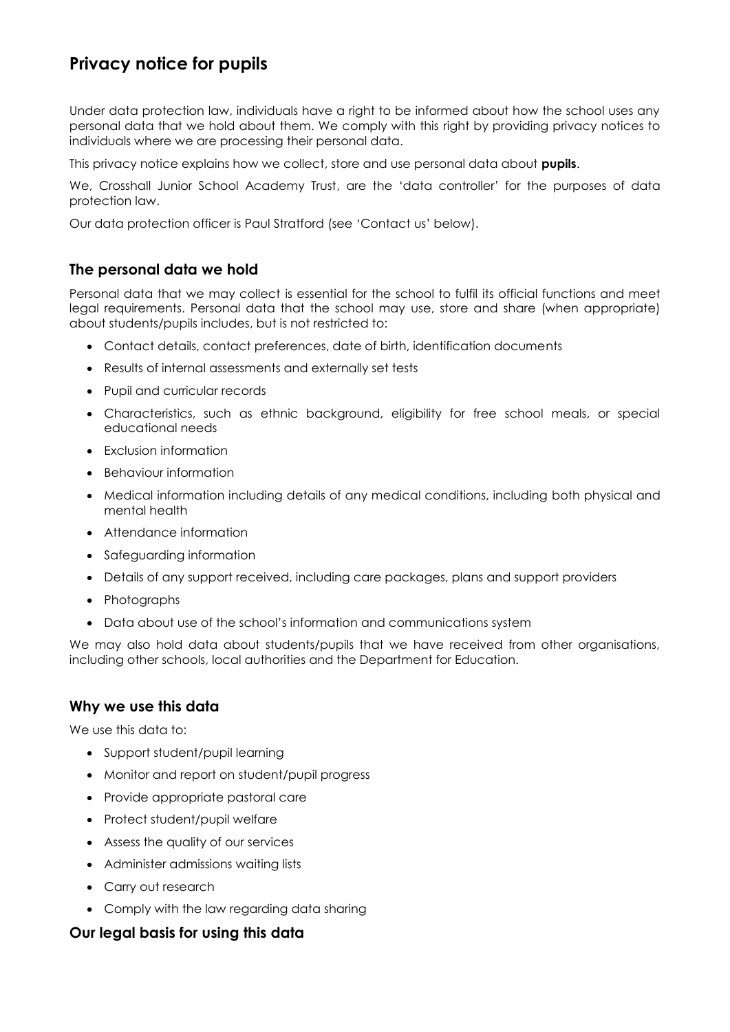# Privacy notice for pupils

Under data protection law, individuals have a right to be informed about how the school uses any personal data that we hold about them. We comply with this right by providing privacy notices to individuals where we are processing their personal data.

This privacy notice explains how we collect, store and use personal data about **pupils**.

We, Crosshall Junior School Academy Trust, are the 'data controller' for the purposes of data protection law.

Our data protection officer is Paul Stratford (see 'Contact us' below).

## The personal data we hold

Personal data that we may collect is essential for the school to fulfil its official functions and meet legal requirements. Personal data that the school may use, store and share (when appropriate) about students/pupils includes, but is not restricted to:

- Contact details, contact preferences, date of birth, identification documents
- Results of internal assessments and externally set tests
- Pupil and curricular records
- Characteristics, such as ethnic background, eligibility for free school meals, or special educational needs
- Exclusion information
- Behaviour information
- Medical information including details of any medical conditions, including both physical and mental health
- Attendance information
- Safeguarding information
- Details of any support received, including care packages, plans and support providers
- Photographs
- Data about use of the school's information and communications system

We may also hold data about students/pupils that we have received from other organisations, including other schools, local authorities and the Department for Education.

## Why we use this data

We use this data to:

- Support student/pupil learning
- Monitor and report on student/pupil progress
- Provide appropriate pastoral care
- Protect student/pupil welfare
- Assess the quality of our services
- Administer admissions waiting lists
- Carry out research
- Comply with the law regarding data sharing

## Our legal basis for using this data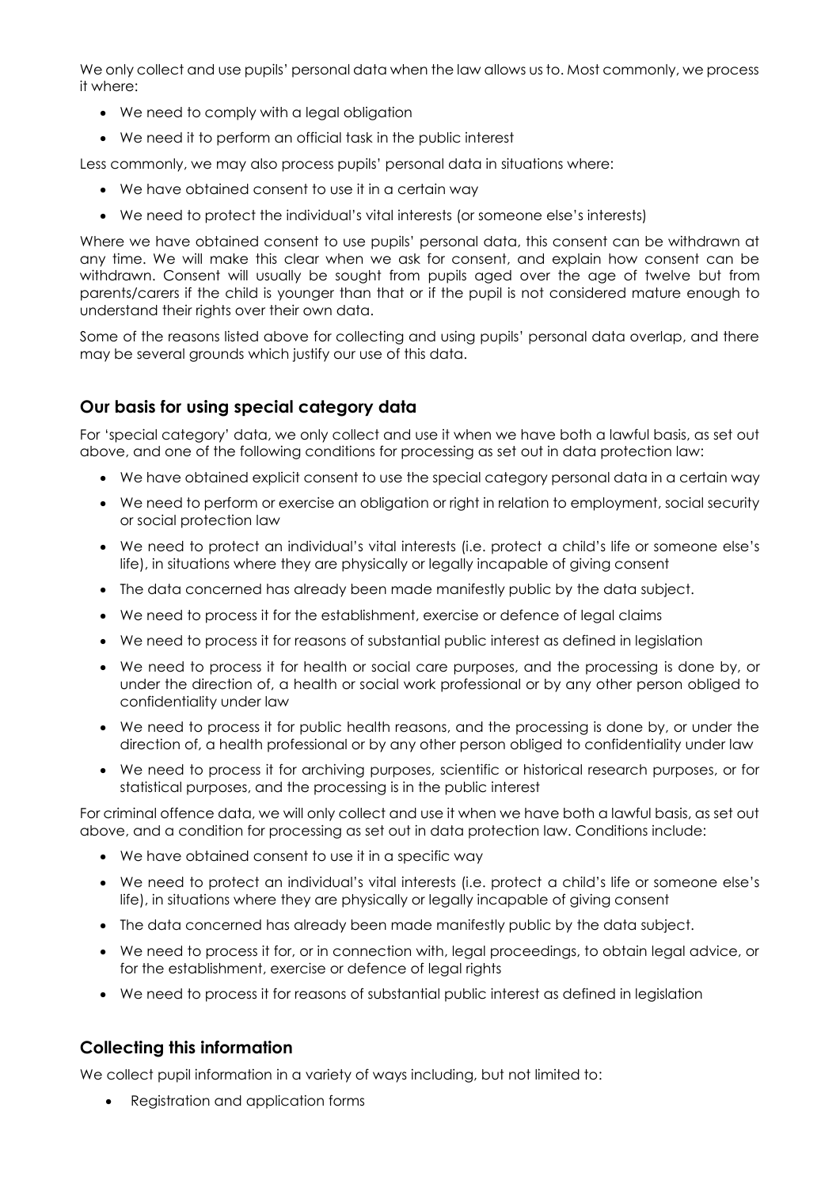We only collect and use pupils' personal data when the law allows us to. Most commonly, we process it where:

- We need to comply with a legal obligation
- We need it to perform an official task in the public interest

Less commonly, we may also process pupils' personal data in situations where:

- We have obtained consent to use it in a certain way
- We need to protect the individual's vital interests (or someone else's interests)

Where we have obtained consent to use pupils' personal data, this consent can be withdrawn at any time. We will make this clear when we ask for consent, and explain how consent can be withdrawn. Consent will usually be sought from pupils aged over the age of twelve but from parents/carers if the child is younger than that or if the pupil is not considered mature enough to understand their rights over their own data.

Some of the reasons listed above for collecting and using pupils' personal data overlap, and there may be several grounds which justify our use of this data.

## Our basis for using special category data

For 'special category' data, we only collect and use it when we have both a lawful basis, as set out above, and one of the following conditions for processing as set out in data protection law:

- We have obtained explicit consent to use the special category personal data in a certain way
- We need to perform or exercise an obligation or right in relation to employment, social security or social protection law
- We need to protect an individual's vital interests (i.e. protect a child's life or someone else's life), in situations where they are physically or legally incapable of giving consent
- The data concerned has already been made manifestly public by the data subject.
- We need to process it for the establishment, exercise or defence of legal claims
- We need to process it for reasons of substantial public interest as defined in legislation
- We need to process it for health or social care purposes, and the processing is done by, or under the direction of, a health or social work professional or by any other person obliged to confidentiality under law
- We need to process it for public health reasons, and the processing is done by, or under the direction of, a health professional or by any other person obliged to confidentiality under law
- We need to process it for archiving purposes, scientific or historical research purposes, or for statistical purposes, and the processing is in the public interest

For criminal offence data, we will only collect and use it when we have both a lawful basis, as set out above, and a condition for processing as set out in data protection law. Conditions include:

- We have obtained consent to use it in a specific way
- We need to protect an individual's vital interests (i.e. protect a child's life or someone else's life), in situations where they are physically or legally incapable of giving consent
- The data concerned has already been made manifestly public by the data subject.
- We need to process it for, or in connection with, legal proceedings, to obtain legal advice, or for the establishment, exercise or defence of legal rights
- We need to process it for reasons of substantial public interest as defined in legislation

## Collecting this information

We collect pupil information in a variety of ways including, but not limited to:

- Registration and application forms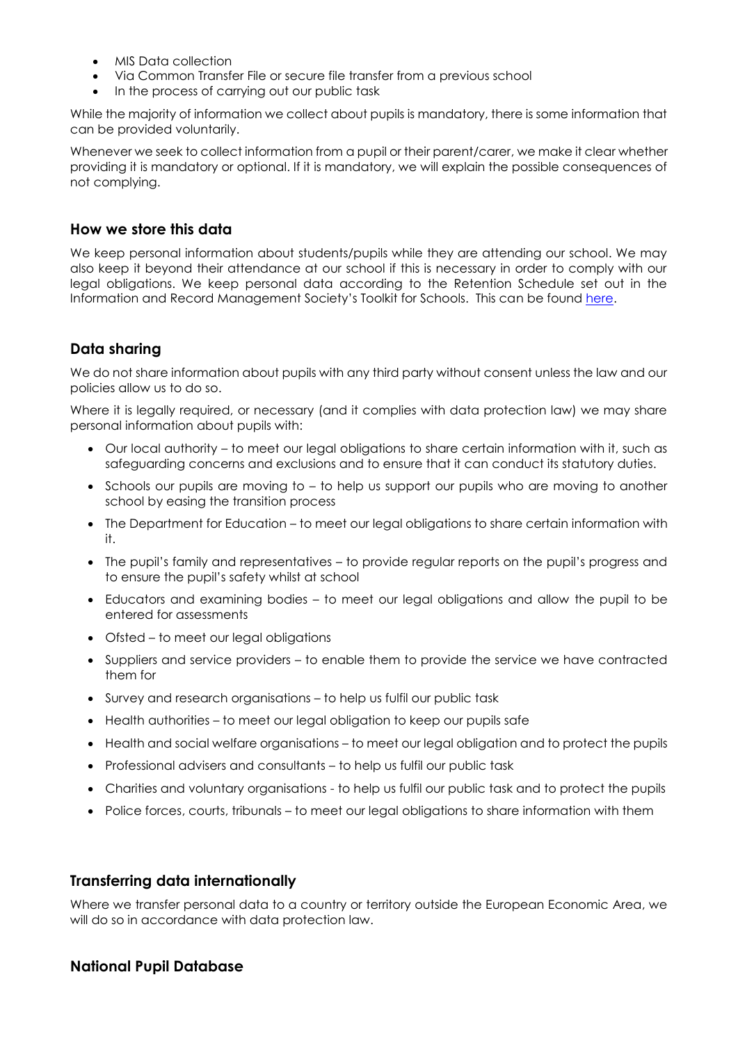- MIS Data collection
- Via Common Transfer File or secure file transfer from a previous school
- In the process of carrying out our public task

While the majority of information we collect about pupils is mandatory, there is some information that can be provided voluntarily.

Whenever we seek to collect information from a pupil or their parent/carer, we make it clear whether providing it is mandatory or optional. If it is mandatory, we will explain the possible consequences of not complying.

## How we store this data

We keep personal information about students/pupils while they are attending our school. We may also keep it beyond their attendance at our school if this is necessary in order to comply with our legal obligations. We keep personal data according to the Retention Schedule set out in the Information and Record Management Society's Toolkit for Schools. This can be found here.

## Data sharing

We do not share information about pupils with any third party without consent unless the law and our policies allow us to do so.

Where it is legally required, or necessary (and it complies with data protection law) we may share personal information about pupils with:

- Our local authority – to meet our legal obligations to share certain information with it, such as safeguarding concerns and exclusions and to ensure that it can conduct its statutory duties.
- Schools our pupils are moving to – to help us support our pupils who are moving to another school by easing the transition process
- The Department for Education – to meet our legal obligations to share certain information with it.
- The pupil's family and representatives – to provide regular reports on the pupil's progress and to ensure the pupil's safety whilst at school
- Educators and examining bodies – to meet our legal obligations and allow the pupil to be entered for assessments
- Ofsted – to meet our legal obligations
- Suppliers and service providers – to enable them to provide the service we have contracted them for
- Survey and research organisations – to help us fulfil our public task
- Health authorities – to meet our legal obligation to keep our pupils safe
- Health and social welfare organisations – to meet our legal obligation and to protect the pupils
- Professional advisers and consultants – to help us fulfil our public task
- Charities and voluntary organisations - to help us fulfil our public task and to protect the pupils
- Police forces, courts, tribunals – to meet our legal obligations to share information with them

## Transferring data internationally

Where we transfer personal data to a country or territory outside the European Economic Area, we will do so in accordance with data protection law.

## National Pupil Database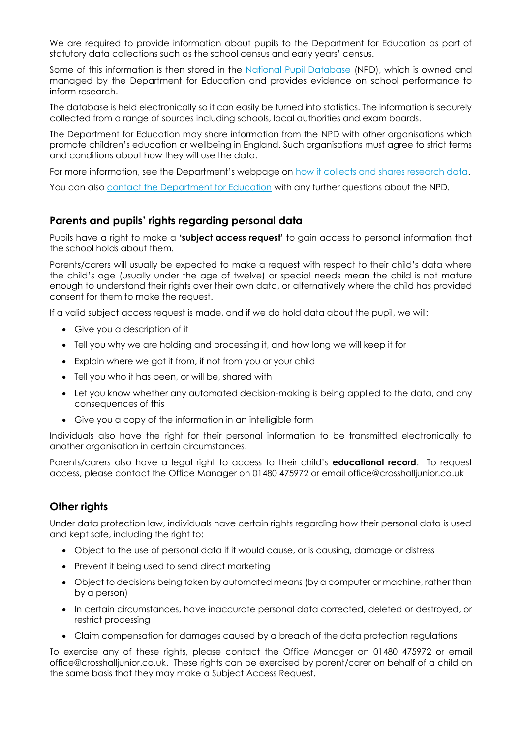We are required to provide information about pupils to the Department for Education as part of statutory data collections such as the school census and early years' census.

Some of this information is then stored in the National Pupil Database (NPD), which is owned and managed by the Department for Education and provides evidence on school performance to inform research.

The database is held electronically so it can easily be turned into statistics. The information is securely collected from a range of sources including schools, local authorities and exam boards.

The Department for Education may share information from the NPD with other organisations which promote children's education or wellbeing in England. Such organisations must agree to strict terms and conditions about how they will use the data.

For more information, see the Department's webpage on how it collects and shares research data.

You can also contact the Department for Education with any further questions about the NPD.

## Parents and pupils' rights regarding personal data

Pupils have a right to make a **'subject access request'** to gain access to personal information that the school holds about them.

Parents/carers will usually be expected to make a request with respect to their child's data where the child's age (usually under the age of twelve) or special needs mean the child is not mature enough to understand their rights over their own data, or alternatively where the child has provided consent for them to make the request.

If a valid subject access request is made, and if we do hold data about the pupil, we will:

- Give you a description of it
- Tell you why we are holding and processing it, and how long we will keep it for
- Explain where we got it from, if not from you or your child
- Tell you who it has been, or will be, shared with
- Let you know whether any automated decision-making is being applied to the data, and any consequences of this
- Give you a copy of the information in an intelligible form

Individuals also have the right for their personal information to be transmitted electronically to another organisation in certain circumstances.

Parents/carers also have a legal right to access to their child's **educational record**. To request access, please contact the Office Manager on 01480 475972 or email office@crosshalljunior.co.uk

## Other rights

Under data protection law, individuals have certain rights regarding how their personal data is used and kept safe, including the right to:

- Object to the use of personal data if it would cause, or is causing, damage or distress
- Prevent it being used to send direct marketing
- Object to decisions being taken by automated means (by a computer or machine, rather than by a person)
- In certain circumstances, have inaccurate personal data corrected, deleted or destroyed, or restrict processing
- Claim compensation for damages caused by a breach of the data protection regulations

To exercise any of these rights, please contact the Office Manager on 01480 475972 or email office@crosshalljunior.co.uk. These rights can be exercised by parent/carer on behalf of a child on the same basis that they may make a Subject Access Request.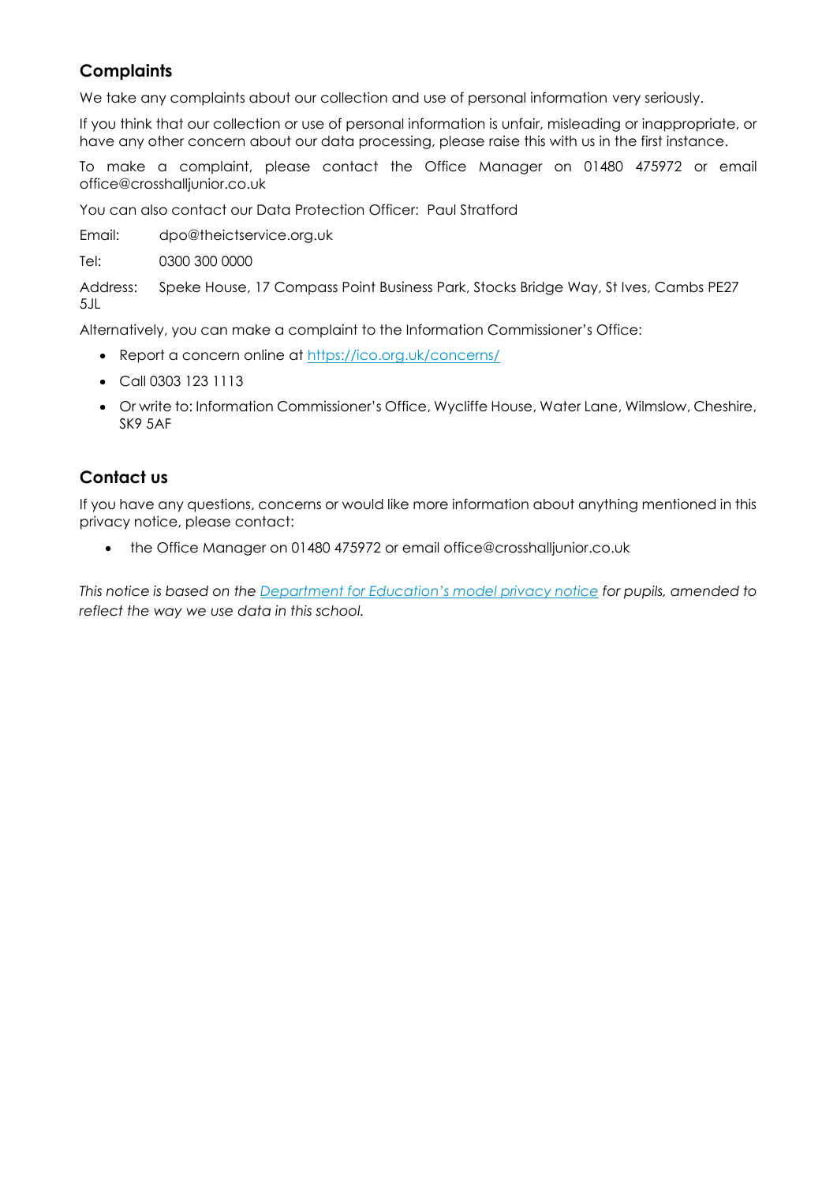## Complaints

We take any complaints about our collection and use of personal information very seriously.

If you think that our collection or use of personal information is unfair, misleading or inappropriate, or have any other concern about our data processing, please raise this with us in the first instance.

To make a complaint, please contact the Office Manager on 01480 475972 or email office@crosshalljunior.co.uk

You can also contact our Data Protection Officer: Paul Stratford

Email: dpo@theictservice.org.uk

Tel: 0300 300 0000

Address: Speke House, 17 Compass Point Business Park, Stocks Bridge Way, St Ives, Cambs PE27 5JL

Alternatively, you can make a complaint to the Information Commissioner's Office:

- Report a concern online at [https://ico.org.uk/concerns/](https://ico.org.uk/concerns/)
- Call 0303 123 1113
- Or write to: Information Commissioner's Office, Wycliffe House, Water Lane, Wilmslow, Cheshire, SK9 5AF

## Contact us

If you have any questions, concerns or would like more information about anything mentioned in this privacy notice, please contact:

- the Office Manager on 01480 475972 or email office@crosshalljunior.co.uk

*This notice is based on the [Department for Education's model privacy notice](#) for pupils, amended to reflect the way we use data in this school.*